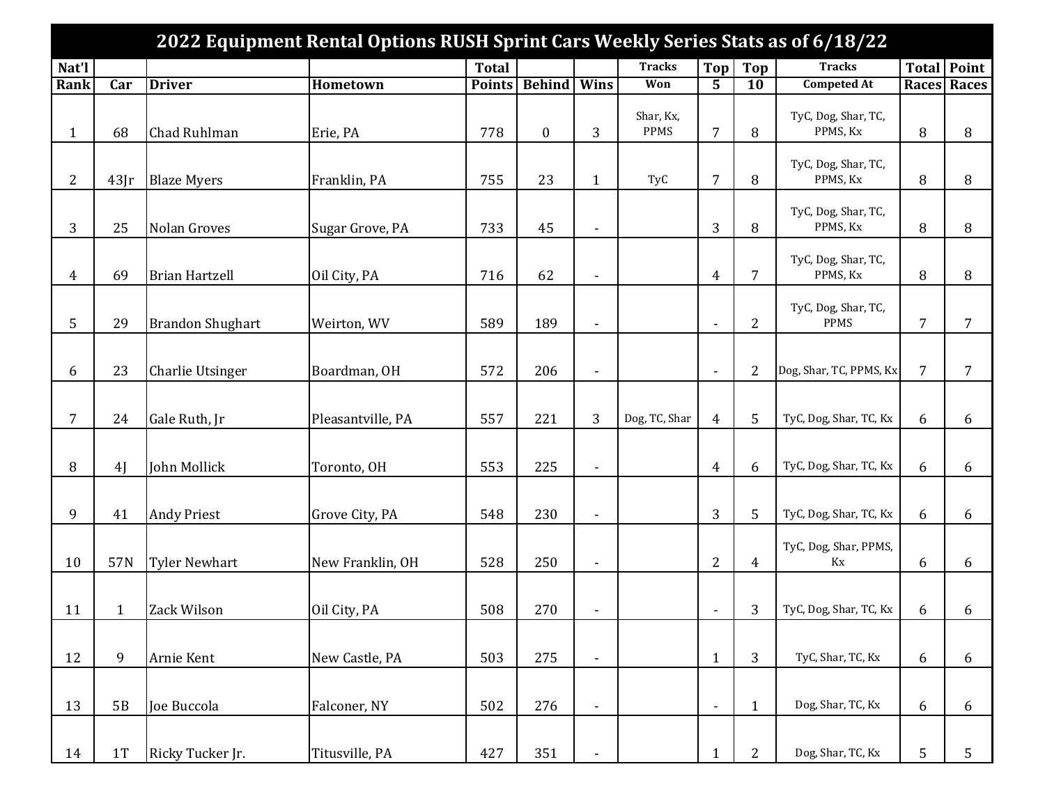# 2022 Equipment Rental Options RUSH Sprint Cars Weekly Series Stats as of 6/18/22

| Nat'l Rank | Car | Driver | Hometown | Total Points | Behind | Wins | Tracks Won | Top 5 | Top 10 | Tracks Competed At | Total Races | Point Races |
|---|---|---|---|---|---|---|---|---|---|---|---|---|
| 1 | 68 | Chad Ruhlman | Erie, PA | 778 | 0 | 3 | Shar, Kx, PPMS | 7 | 8 | TyC, Dog, Shar, TC, PPMS, Kx | 8 | 8 |
| 2 | 43Jr | Blaze Myers | Franklin, PA | 755 | 23 | 1 | TyC | 7 | 8 | TyC, Dog, Shar, TC, PPMS, Kx | 8 | 8 |
| 3 | 25 | Nolan Groves | Sugar Grove, PA | 733 | 45 | - | | 3 | 8 | TyC, Dog, Shar, TC, PPMS, Kx | 8 | 8 |
| 4 | 69 | Brian Hartzell | Oil City, PA | 716 | 62 | - | | 4 | 7 | TyC, Dog, Shar, TC, PPMS, Kx | 8 | 8 |
| 5 | 29 | Brandon Shughart | Weirton, WV | 589 | 189 | - | | - | 2 | TyC, Dog, Shar, TC, PPMS | 7 | 7 |
| 6 | 23 | Charlie Utsinger | Boardman, OH | 572 | 206 | - | | - | 2 | Dog, Shar, TC, PPMS, Kx | 7 | 7 |
| 7 | 24 | Gale Ruth, Jr | Pleasantville, PA | 557 | 221 | 3 | Dog, TC, Shar | 4 | 5 | TyC, Dog, Shar, TC, Kx | 6 | 6 |
| 8 | 4J | John Mollick | Toronto, OH | 553 | 225 | - | | 4 | 6 | TyC, Dog, Shar, TC, Kx | 6 | 6 |
| 9 | 41 | Andy Priest | Grove City, PA | 548 | 230 | - | | 3 | 5 | TyC, Dog, Shar, TC, Kx | 6 | 6 |
| 10 | 57N | Tyler Newhart | New Franklin, OH | 528 | 250 | - | | 2 | 4 | TyC, Dog, Shar, PPMS, Kx | 6 | 6 |
| 11 | 1 | Zack Wilson | Oil City, PA | 508 | 270 | - | | - | 3 | TyC, Dog, Shar, TC, Kx | 6 | 6 |
| 12 | 9 | Arnie Kent | New Castle, PA | 503 | 275 | - | | 1 | 3 | TyC, Shar, TC, Kx | 6 | 6 |
| 13 | 5B | Joe Buccola | Falconer, NY | 502 | 276 | - | | - | 1 | Dog, Shar, TC, Kx | 6 | 6 |
| 14 | 1T | Ricky Tucker Jr. | Titusville, PA | 427 | 351 | - | | 1 | 2 | Dog, Shar, TC, Kx | 5 | 5 |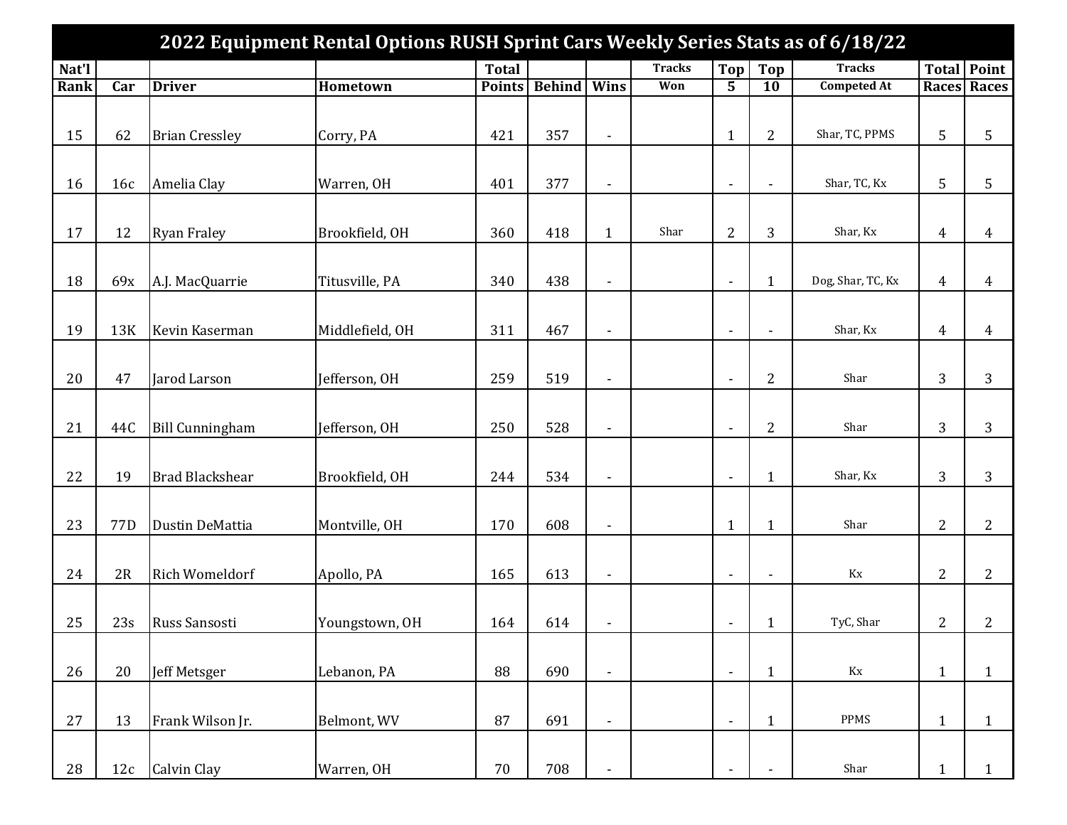| 2022 Equipment Rental Options RUSH Sprint Cars Weekly Series Stats as of 6/18/22 | | | | | | | | | | | | | |
|---|---|---|---|---|---|---|---|---|---|---|---|---|---|
| Nat'l Rank | Car | Driver | Hometown | Total Points | Behind | Wins | Tracks Won | Top 5 | Top 10 | Tracks Competed At | Total Races | Point Races |
| 15 | 62 | Brian Cressley | Corry, PA | 421 | 357 | - | | 1 | 2 | Shar, TC, PPMS | 5 | 5 |
| 16 | 16c | Amelia Clay | Warren, OH | 401 | 377 | - | | - | - | Shar, TC, Kx | 5 | 5 |
| 17 | 12 | Ryan Fraley | Brookfield, OH | 360 | 418 | 1 | Shar | 2 | 3 | Shar, Kx | 4 | 4 |
| 18 | 69x | A.J. MacQuarrie | Titusville, PA | 340 | 438 | - | | - | 1 | Dog, Shar, TC, Kx | 4 | 4 |
| 19 | 13K | Kevin Kaserman | Middlefield, OH | 311 | 467 | - | | - | - | Shar, Kx | 4 | 4 |
| 20 | 47 | Jarod Larson | Jefferson, OH | 259 | 519 | - | | - | 2 | Shar | 3 | 3 |
| 21 | 44C | Bill Cunningham | Jefferson, OH | 250 | 528 | - | | - | 2 | Shar | 3 | 3 |
| 22 | 19 | Brad Blackshear | Brookfield, OH | 244 | 534 | - | | - | 1 | Shar, Kx | 3 | 3 |
| 23 | 77D | Dustin DeMattia | Montville, OH | 170 | 608 | - | | 1 | 1 | Shar | 2 | 2 |
| 24 | 2R | Rich Womeldorf | Apollo, PA | 165 | 613 | - | | - | - | Kx | 2 | 2 |
| 25 | 23s | Russ Sansosti | Youngstown, OH | 164 | 614 | - | | - | 1 | TyC, Shar | 2 | 2 |
| 26 | 20 | Jeff Metsger | Lebanon, PA | 88 | 690 | - | | - | 1 | Kx | 1 | 1 |
| 27 | 13 | Frank Wilson Jr. | Belmont, WV | 87 | 691 | - | | - | 1 | PPMS | 1 | 1 |
| 28 | 12c | Calvin Clay | Warren, OH | 70 | 708 | - | | - | - | Shar | 1 | 1 |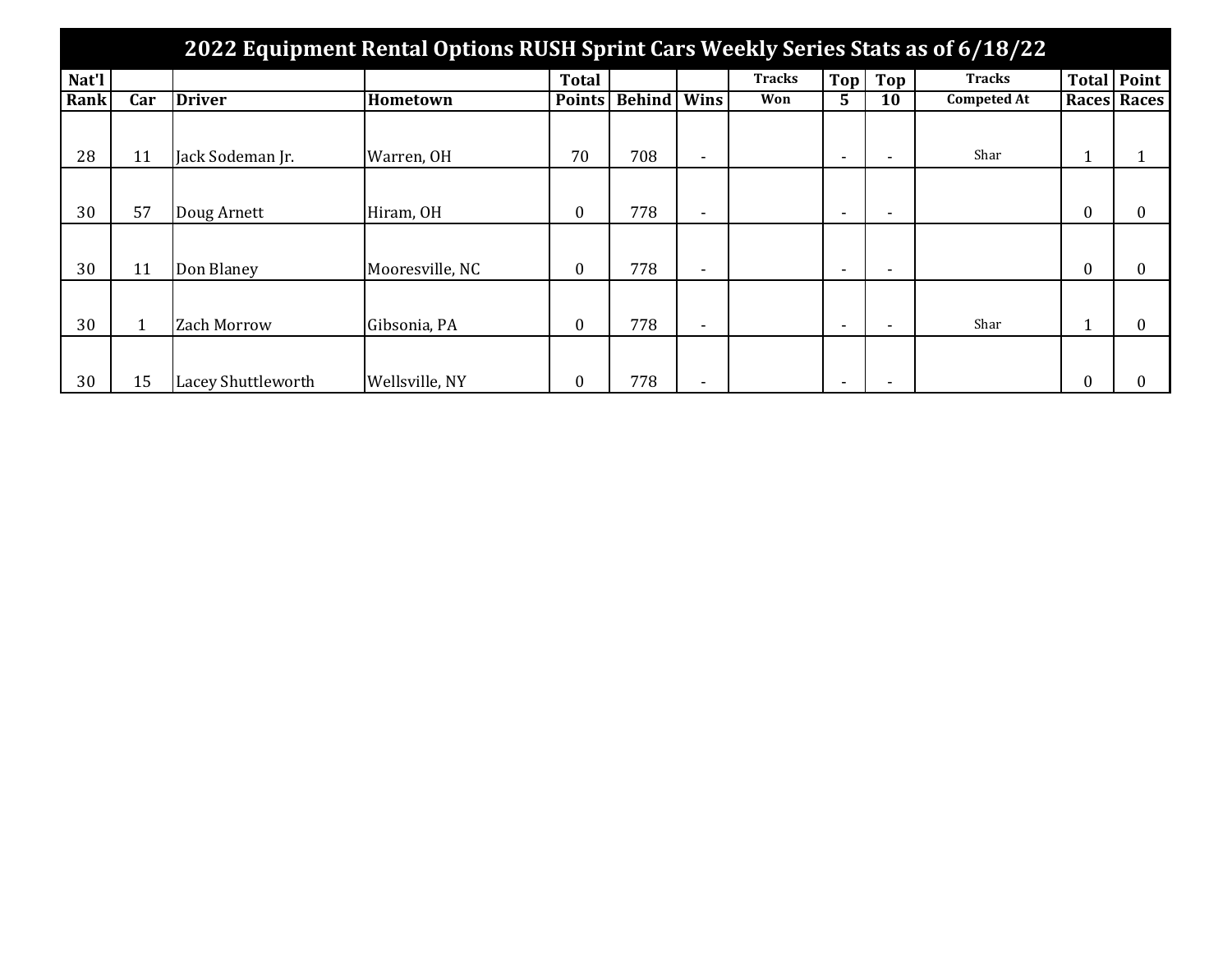# 2022 Equipment Rental Options RUSH Sprint Cars Weekly Series Stats as of 6/18/22

| Nat'l Rank | Car | Driver | Hometown | Total Points | Behind | Wins | Tracks Won | Top 5 | Top 10 | Tracks Competed At | Total Races | Point Races |
|---|---|---|---|---|---|---|---|---|---|---|---|---|
| 28 | 11 | Jack Sodeman Jr. | Warren, OH | 70 | 708 | - | | - | - | Shar | 1 | 1 |
| 30 | 57 | Doug Arnett | Hiram, OH | 0 | 778 | - | | - | - | | 0 | 0 |
| 30 | 11 | Don Blaney | Mooresville, NC | 0 | 778 | - | | - | - | | 0 | 0 |
| 30 | 1 | Zach Morrow | Gibsonia, PA | 0 | 778 | - | | - | - | Shar | 1 | 0 |
| 30 | 15 | Lacey Shuttleworth | Wellsville, NY | 0 | 778 | - | | - | - | | 0 | 0 |